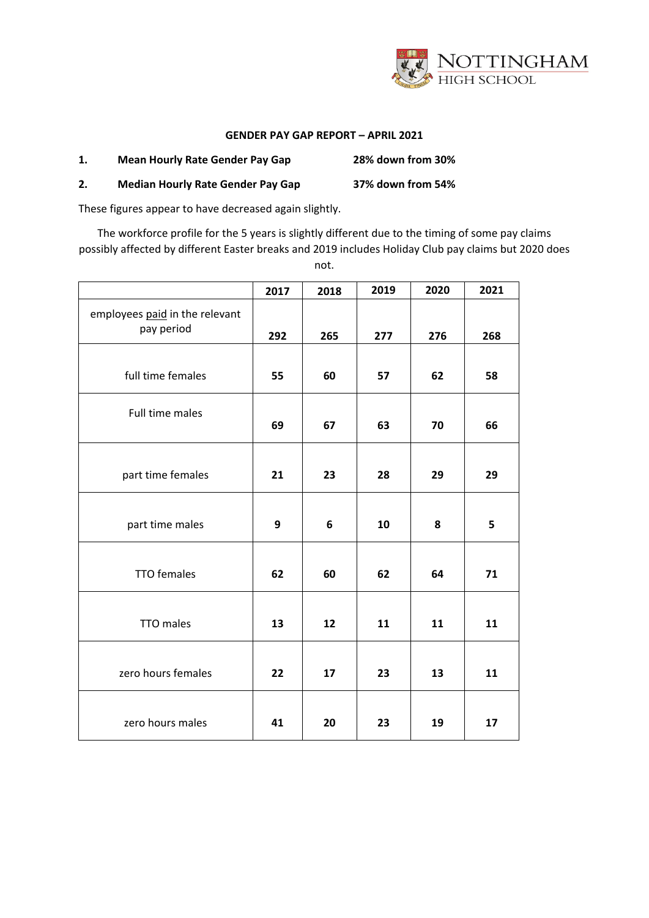## GENDER PAY GAP REPORT – APRIL 2021

**1. Mean Hourly Rate Gender Pay Gap 28% down from 30%**

**2. Median Hourly Rate Gender Pay Gap 37% down from 54%**

These figures appear to have decreased again slightly.

The workforce profile for the 5 years is slightly different due to the timing of some pay claims possibly affected by different Easter breaks and 2019 includes Holiday Club pay claims but 2020 does not.

| | 2017 | 2018 | 2019 | 2020 | 2021 |
|---|---|---|---|---|---|
| employees paid in the relevant pay period | 292 | 265 | 277 | 276 | 268 |
| full time females | 55 | 60 | 57 | 62 | 58 |
| Full time males | 69 | 67 | 63 | 70 | 66 |
| part time females | 21 | 23 | 28 | 29 | 29 |
| part time males | 9 | 6 | 10 | 8 | 5 |
| TTO females | 62 | 60 | 62 | 64 | 71 |
| TTO males | 13 | 12 | 11 | 11 | 11 |
| zero hours females | 22 | 17 | 23 | 13 | 11 |
| zero hours males | 41 | 20 | 23 | 19 | 17 |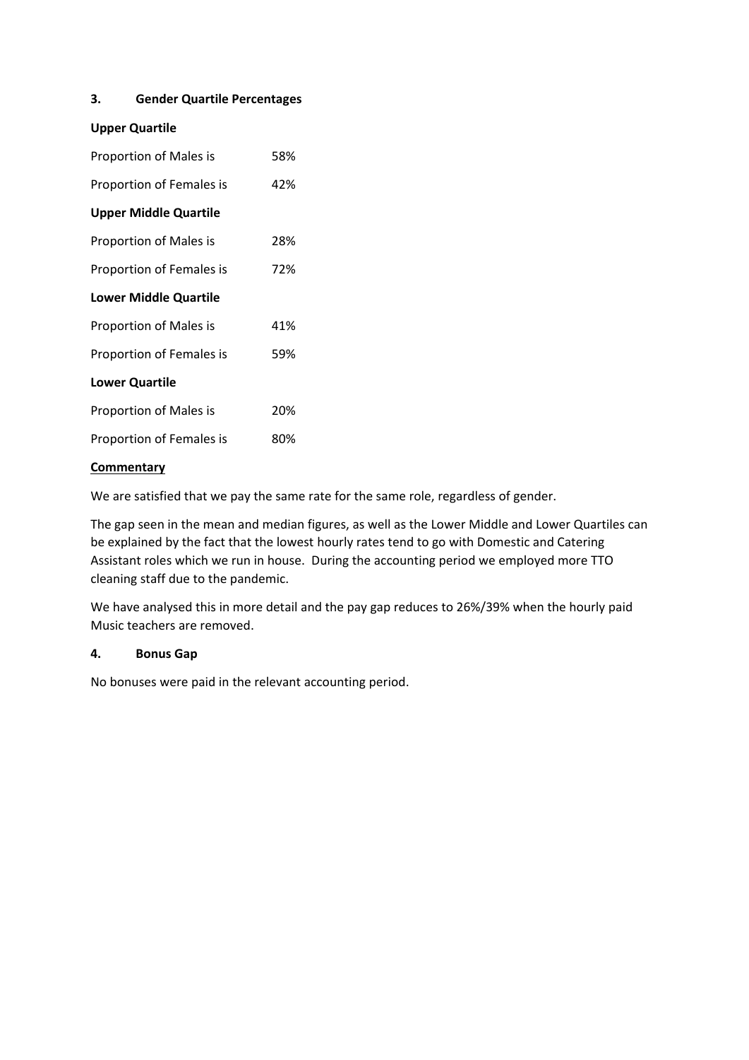## 3. Gender Quartile Percentages

**Upper Quartile**

| | |
|---|---|
| Proportion of Males is | 58% |
| Proportion of Females is | 42% |

**Upper Middle Quartile**

| | |
|---|---|
| Proportion of Males is | 28% |
| Proportion of Females is | 72% |

**Lower Middle Quartile**

| | |
|---|---|
| Proportion of Males is | 41% |
| Proportion of Females is | 59% |

**Lower Quartile**

| | |
|---|---|
| Proportion of Males is | 20% |
| Proportion of Females is | 80% |

**<u>Commentary</u>**

We are satisfied that we pay the same rate for the same role, regardless of gender.

The gap seen in the mean and median figures, as well as the Lower Middle and Lower Quartiles can be explained by the fact that the lowest hourly rates tend to go with Domestic and Catering Assistant roles which we run in house. During the accounting period we employed more TTO cleaning staff due to the pandemic.

We have analysed this in more detail and the pay gap reduces to 26%/39% when the hourly paid Music teachers are removed.

## 4. Bonus Gap

No bonuses were paid in the relevant accounting period.